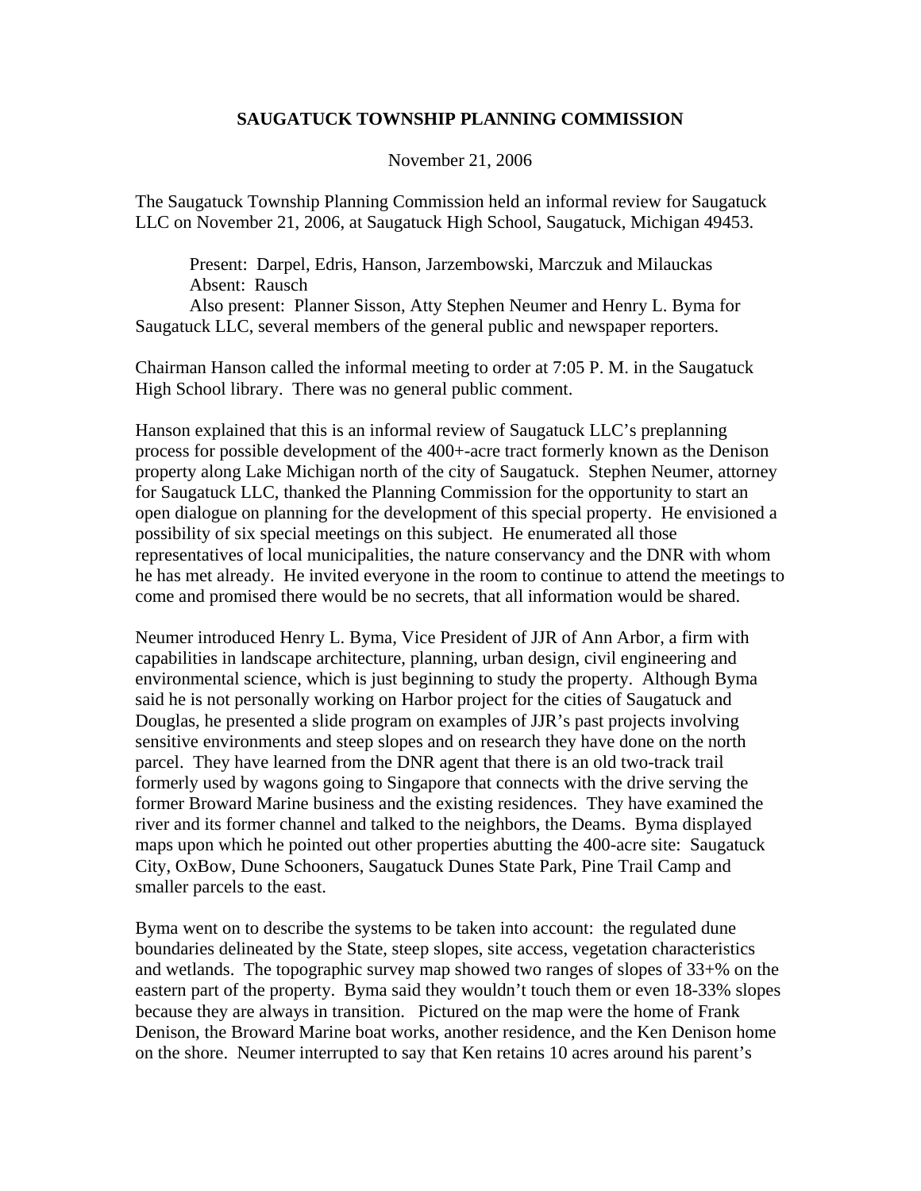# SAUGATUCK TOWNSHIP PLANNING COMMISSION

November 21, 2006

The Saugatuck Township Planning Commission held an informal review for Saugatuck LLC on November 21, 2006, at Saugatuck High School, Saugatuck, Michigan 49453.

Present: Darpel, Edris, Hanson, Jarzembowski, Marczuk and Milauckas
Absent: Rausch
Also present: Planner Sisson, Atty Stephen Neumer and Henry L. Byma for Saugatuck LLC, several members of the general public and newspaper reporters.

Chairman Hanson called the informal meeting to order at 7:05 P. M. in the Saugatuck High School library. There was no general public comment.

Hanson explained that this is an informal review of Saugatuck LLC's preplanning process for possible development of the 400+-acre tract formerly known as the Denison property along Lake Michigan north of the city of Saugatuck. Stephen Neumer, attorney for Saugatuck LLC, thanked the Planning Commission for the opportunity to start an open dialogue on planning for the development of this special property. He envisioned a possibility of six special meetings on this subject. He enumerated all those representatives of local municipalities, the nature conservancy and the DNR with whom he has met already. He invited everyone in the room to continue to attend the meetings to come and promised there would be no secrets, that all information would be shared.

Neumer introduced Henry L. Byma, Vice President of JJR of Ann Arbor, a firm with capabilities in landscape architecture, planning, urban design, civil engineering and environmental science, which is just beginning to study the property. Although Byma said he is not personally working on Harbor project for the cities of Saugatuck and Douglas, he presented a slide program on examples of JJR's past projects involving sensitive environments and steep slopes and on research they have done on the north parcel. They have learned from the DNR agent that there is an old two-track trail formerly used by wagons going to Singapore that connects with the drive serving the former Broward Marine business and the existing residences. They have examined the river and its former channel and talked to the neighbors, the Deams. Byma displayed maps upon which he pointed out other properties abutting the 400-acre site: Saugatuck City, OxBow, Dune Schooners, Saugatuck Dunes State Park, Pine Trail Camp and smaller parcels to the east.

Byma went on to describe the systems to be taken into account: the regulated dune boundaries delineated by the State, steep slopes, site access, vegetation characteristics and wetlands. The topographic survey map showed two ranges of slopes of 33+% on the eastern part of the property. Byma said they wouldn't touch them or even 18-33% slopes because they are always in transition. Pictured on the map were the home of Frank Denison, the Broward Marine boat works, another residence, and the Ken Denison home on the shore. Neumer interrupted to say that Ken retains 10 acres around his parent's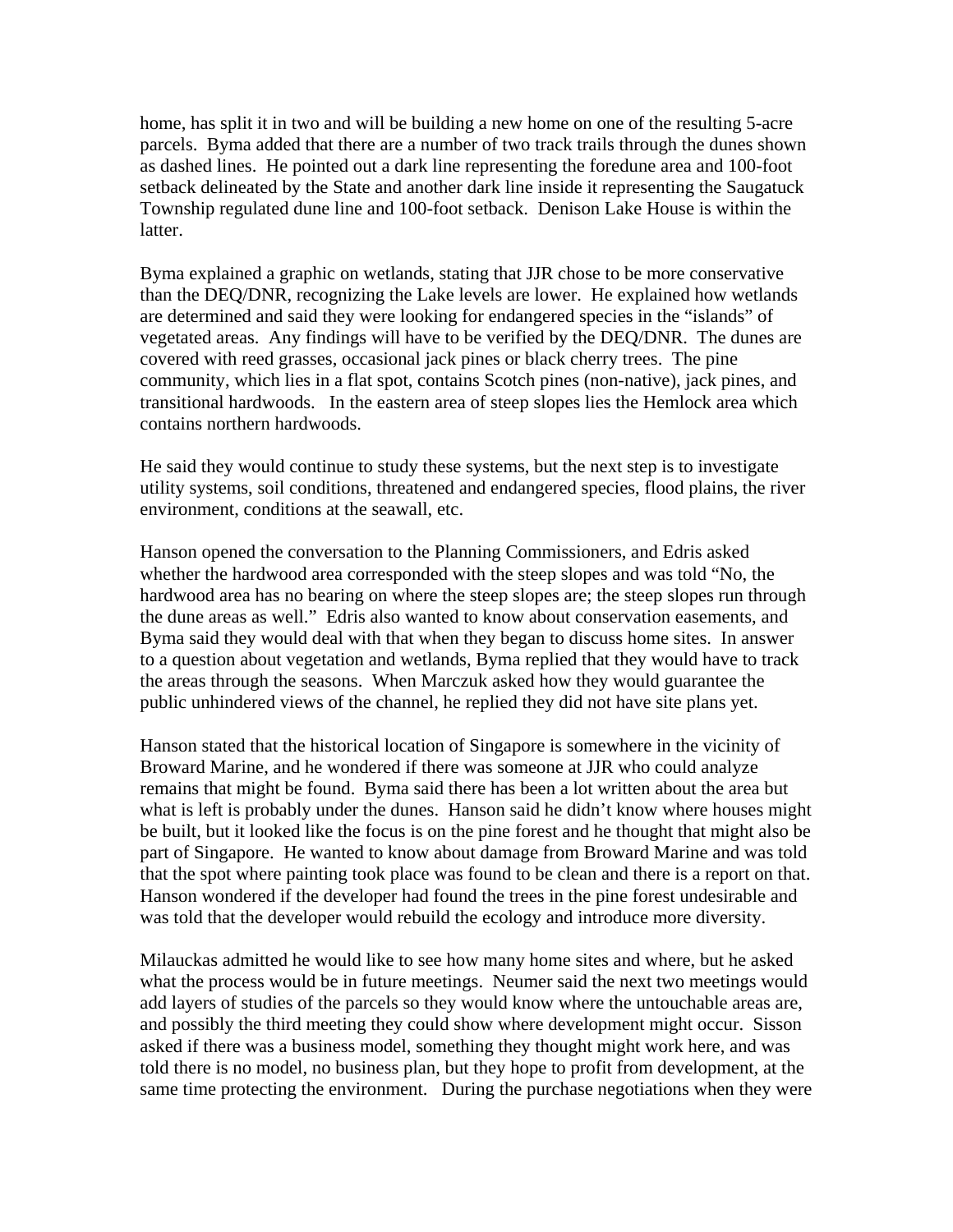home, has split it in two and will be building a new home on one of the resulting 5-acre parcels. Byma added that there are a number of two track trails through the dunes shown as dashed lines. He pointed out a dark line representing the foredune area and 100-foot setback delineated by the State and another dark line inside it representing the Saugatuck Township regulated dune line and 100-foot setback. Denison Lake House is within the latter.

Byma explained a graphic on wetlands, stating that JJR chose to be more conservative than the DEQ/DNR, recognizing the Lake levels are lower. He explained how wetlands are determined and said they were looking for endangered species in the "islands" of vegetated areas. Any findings will have to be verified by the DEQ/DNR. The dunes are covered with reed grasses, occasional jack pines or black cherry trees. The pine community, which lies in a flat spot, contains Scotch pines (non-native), jack pines, and transitional hardwoods. In the eastern area of steep slopes lies the Hemlock area which contains northern hardwoods.

He said they would continue to study these systems, but the next step is to investigate utility systems, soil conditions, threatened and endangered species, flood plains, the river environment, conditions at the seawall, etc.

Hanson opened the conversation to the Planning Commissioners, and Edris asked whether the hardwood area corresponded with the steep slopes and was told "No, the hardwood area has no bearing on where the steep slopes are; the steep slopes run through the dune areas as well." Edris also wanted to know about conservation easements, and Byma said they would deal with that when they began to discuss home sites. In answer to a question about vegetation and wetlands, Byma replied that they would have to track the areas through the seasons. When Marczuk asked how they would guarantee the public unhindered views of the channel, he replied they did not have site plans yet.

Hanson stated that the historical location of Singapore is somewhere in the vicinity of Broward Marine, and he wondered if there was someone at JJR who could analyze remains that might be found. Byma said there has been a lot written about the area but what is left is probably under the dunes. Hanson said he didn't know where houses might be built, but it looked like the focus is on the pine forest and he thought that might also be part of Singapore. He wanted to know about damage from Broward Marine and was told that the spot where painting took place was found to be clean and there is a report on that. Hanson wondered if the developer had found the trees in the pine forest undesirable and was told that the developer would rebuild the ecology and introduce more diversity.

Milauckas admitted he would like to see how many home sites and where, but he asked what the process would be in future meetings. Neumer said the next two meetings would add layers of studies of the parcels so they would know where the untouchable areas are, and possibly the third meeting they could show where development might occur. Sisson asked if there was a business model, something they thought might work here, and was told there is no model, no business plan, but they hope to profit from development, at the same time protecting the environment. During the purchase negotiations when they were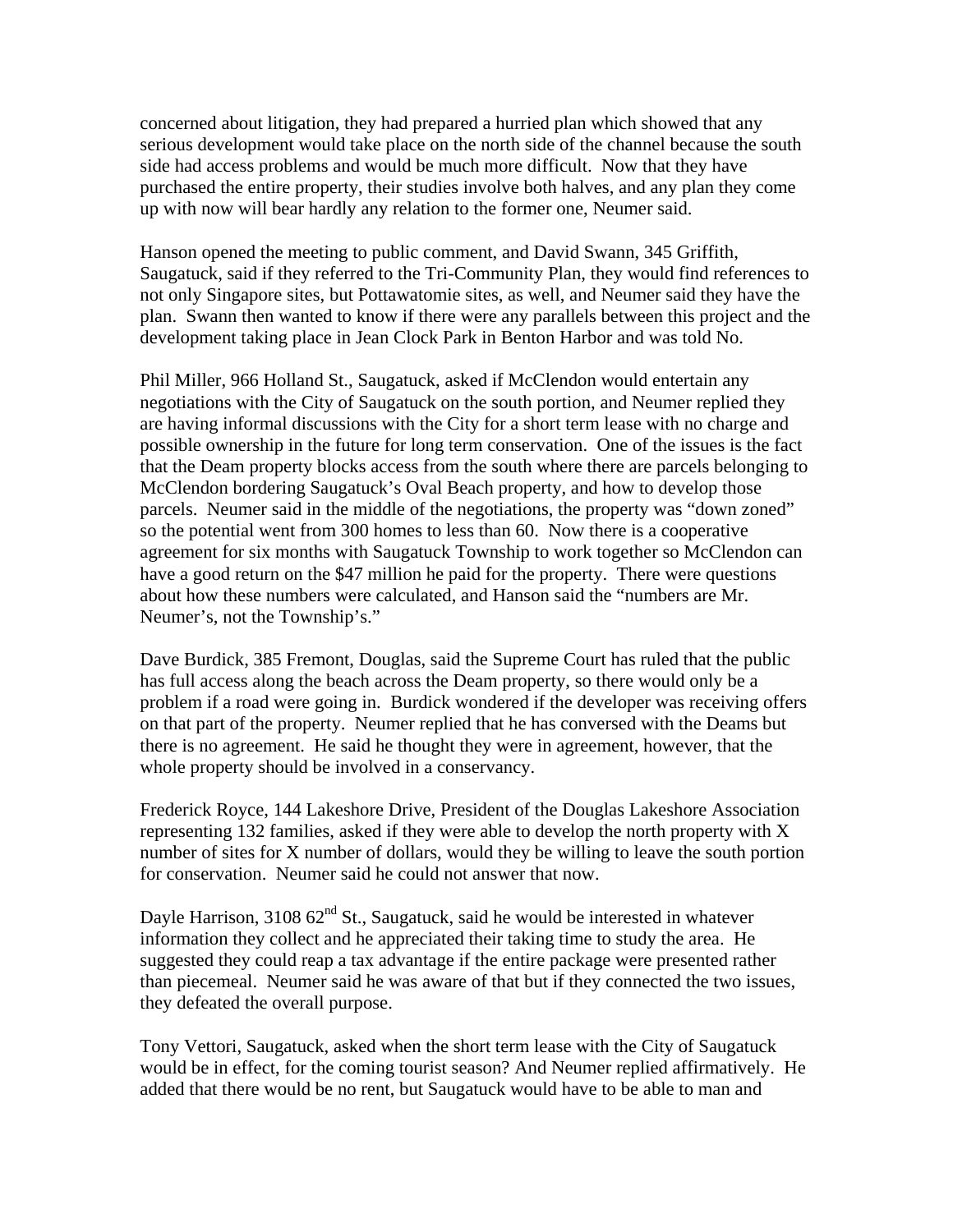concerned about litigation, they had prepared a hurried plan which showed that any serious development would take place on the north side of the channel because the south side had access problems and would be much more difficult. Now that they have purchased the entire property, their studies involve both halves, and any plan they come up with now will bear hardly any relation to the former one, Neumer said.

Hanson opened the meeting to public comment, and David Swann, 345 Griffith, Saugatuck, said if they referred to the Tri-Community Plan, they would find references to not only Singapore sites, but Pottawatomie sites, as well, and Neumer said they have the plan. Swann then wanted to know if there were any parallels between this project and the development taking place in Jean Clock Park in Benton Harbor and was told No.

Phil Miller, 966 Holland St., Saugatuck, asked if McClendon would entertain any negotiations with the City of Saugatuck on the south portion, and Neumer replied they are having informal discussions with the City for a short term lease with no charge and possible ownership in the future for long term conservation. One of the issues is the fact that the Deam property blocks access from the south where there are parcels belonging to McClendon bordering Saugatuck's Oval Beach property, and how to develop those parcels. Neumer said in the middle of the negotiations, the property was "down zoned" so the potential went from 300 homes to less than 60. Now there is a cooperative agreement for six months with Saugatuck Township to work together so McClendon can have a good return on the $47 million he paid for the property. There were questions about how these numbers were calculated, and Hanson said the "numbers are Mr. Neumer's, not the Township's."

Dave Burdick, 385 Fremont, Douglas, said the Supreme Court has ruled that the public has full access along the beach across the Deam property, so there would only be a problem if a road were going in. Burdick wondered if the developer was receiving offers on that part of the property. Neumer replied that he has conversed with the Deams but there is no agreement. He said he thought they were in agreement, however, that the whole property should be involved in a conservancy.

Frederick Royce, 144 Lakeshore Drive, President of the Douglas Lakeshore Association representing 132 families, asked if they were able to develop the north property with X number of sites for X number of dollars, would they be willing to leave the south portion for conservation. Neumer said he could not answer that now.

Dayle Harrison, 3108 62nd St., Saugatuck, said he would be interested in whatever information they collect and he appreciated their taking time to study the area. He suggested they could reap a tax advantage if the entire package were presented rather than piecemeal. Neumer said he was aware of that but if they connected the two issues, they defeated the overall purpose.

Tony Vettori, Saugatuck, asked when the short term lease with the City of Saugatuck would be in effect, for the coming tourist season? And Neumer replied affirmatively. He added that there would be no rent, but Saugatuck would have to be able to man and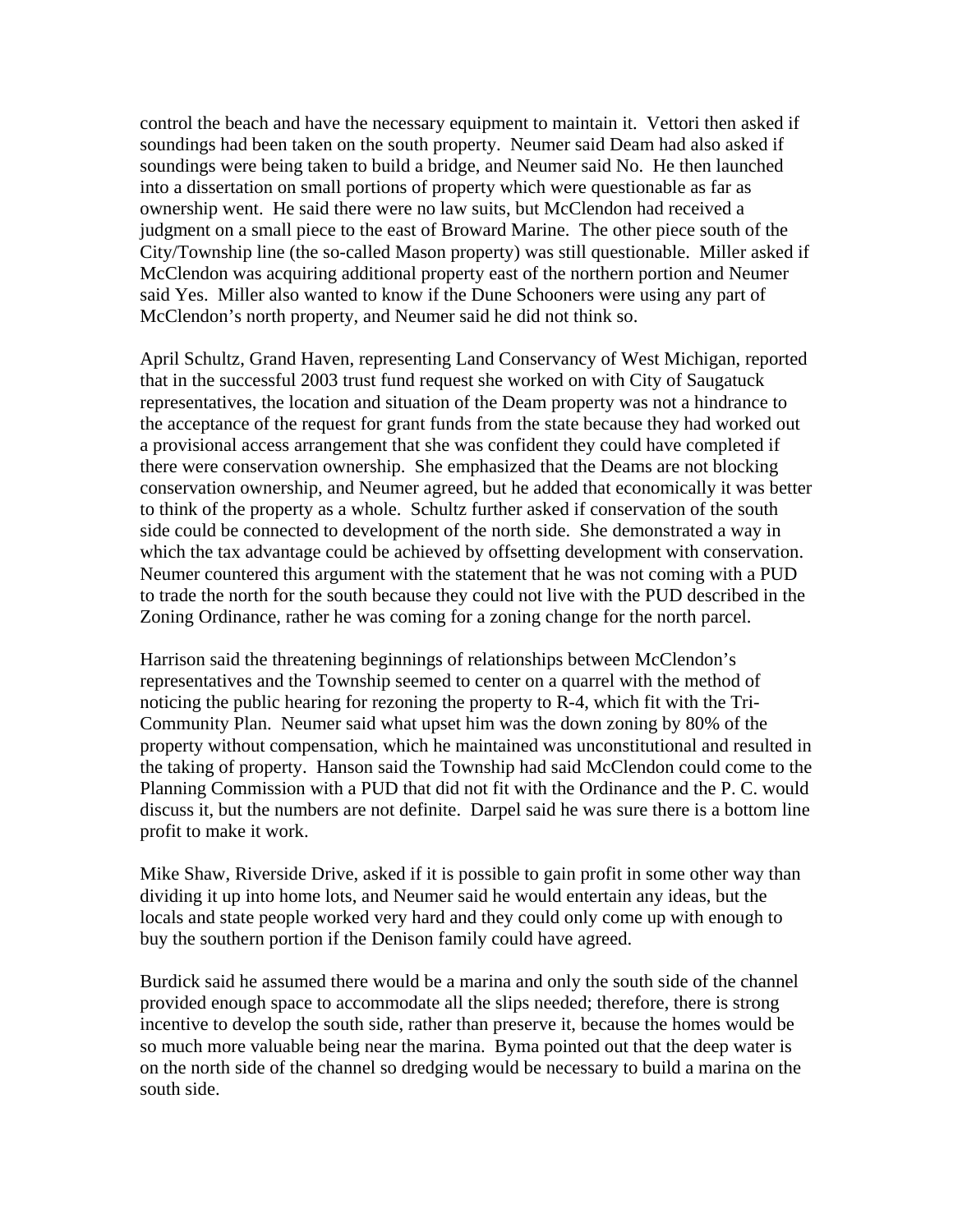control the beach and have the necessary equipment to maintain it. Vettori then asked if soundings had been taken on the south property. Neumer said Deam had also asked if soundings were being taken to build a bridge, and Neumer said No. He then launched into a dissertation on small portions of property which were questionable as far as ownership went. He said there were no law suits, but McClendon had received a judgment on a small piece to the east of Broward Marine. The other piece south of the City/Township line (the so-called Mason property) was still questionable. Miller asked if McClendon was acquiring additional property east of the northern portion and Neumer said Yes. Miller also wanted to know if the Dune Schooners were using any part of McClendon's north property, and Neumer said he did not think so.

April Schultz, Grand Haven, representing Land Conservancy of West Michigan, reported that in the successful 2003 trust fund request she worked on with City of Saugatuck representatives, the location and situation of the Deam property was not a hindrance to the acceptance of the request for grant funds from the state because they had worked out a provisional access arrangement that she was confident they could have completed if there were conservation ownership. She emphasized that the Deams are not blocking conservation ownership, and Neumer agreed, but he added that economically it was better to think of the property as a whole. Schultz further asked if conservation of the south side could be connected to development of the north side. She demonstrated a way in which the tax advantage could be achieved by offsetting development with conservation. Neumer countered this argument with the statement that he was not coming with a PUD to trade the north for the south because they could not live with the PUD described in the Zoning Ordinance, rather he was coming for a zoning change for the north parcel.

Harrison said the threatening beginnings of relationships between McClendon's representatives and the Township seemed to center on a quarrel with the method of noticing the public hearing for rezoning the property to R-4, which fit with the Tri-Community Plan. Neumer said what upset him was the down zoning by 80% of the property without compensation, which he maintained was unconstitutional and resulted in the taking of property. Hanson said the Township had said McClendon could come to the Planning Commission with a PUD that did not fit with the Ordinance and the P. C. would discuss it, but the numbers are not definite. Darpel said he was sure there is a bottom line profit to make it work.

Mike Shaw, Riverside Drive, asked if it is possible to gain profit in some other way than dividing it up into home lots, and Neumer said he would entertain any ideas, but the locals and state people worked very hard and they could only come up with enough to buy the southern portion if the Denison family could have agreed.

Burdick said he assumed there would be a marina and only the south side of the channel provided enough space to accommodate all the slips needed; therefore, there is strong incentive to develop the south side, rather than preserve it, because the homes would be so much more valuable being near the marina. Byma pointed out that the deep water is on the north side of the channel so dredging would be necessary to build a marina on the south side.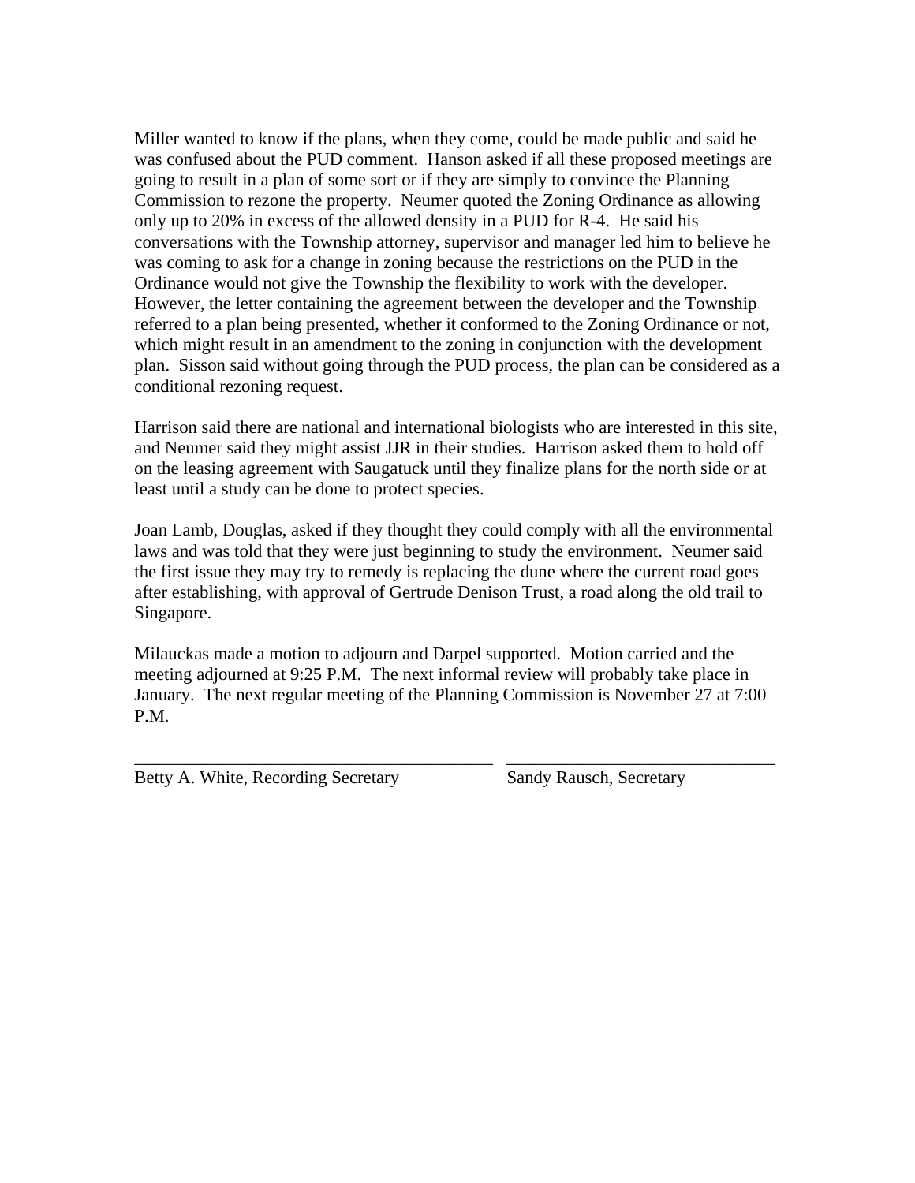Miller wanted to know if the plans, when they come, could be made public and said he was confused about the PUD comment. Hanson asked if all these proposed meetings are going to result in a plan of some sort or if they are simply to convince the Planning Commission to rezone the property. Neumer quoted the Zoning Ordinance as allowing only up to 20% in excess of the allowed density in a PUD for R-4. He said his conversations with the Township attorney, supervisor and manager led him to believe he was coming to ask for a change in zoning because the restrictions on the PUD in the Ordinance would not give the Township the flexibility to work with the developer. However, the letter containing the agreement between the developer and the Township referred to a plan being presented, whether it conformed to the Zoning Ordinance or not, which might result in an amendment to the zoning in conjunction with the development plan. Sisson said without going through the PUD process, the plan can be considered as a conditional rezoning request.

Harrison said there are national and international biologists who are interested in this site, and Neumer said they might assist JJR in their studies. Harrison asked them to hold off on the leasing agreement with Saugatuck until they finalize plans for the north side or at least until a study can be done to protect species.

Joan Lamb, Douglas, asked if they thought they could comply with all the environmental laws and was told that they were just beginning to study the environment. Neumer said the first issue they may try to remedy is replacing the dune where the current road goes after establishing, with approval of Gertrude Denison Trust, a road along the old trail to Singapore.

Milauckas made a motion to adjourn and Darpel supported. Motion carried and the meeting adjourned at 9:25 P.M. The next informal review will probably take place in January. The next regular meeting of the Planning Commission is November 27 at 7:00 P.M.

\_\_\_\_\_\_\_\_\_\_\_\_\_\_\_\_\_\_\_\_\_\_\_\_\_\_\_\_\_\_\_\_\_\_\_\_\_\_\_\_ \_\_\_\_\_\_\_\_\_\_\_\_\_\_\_\_\_\_\_\_\_\_\_\_\_\_\_\_\_\_\_\_

Betty A. White, Recording Secretary Sandy Rausch, Secretary